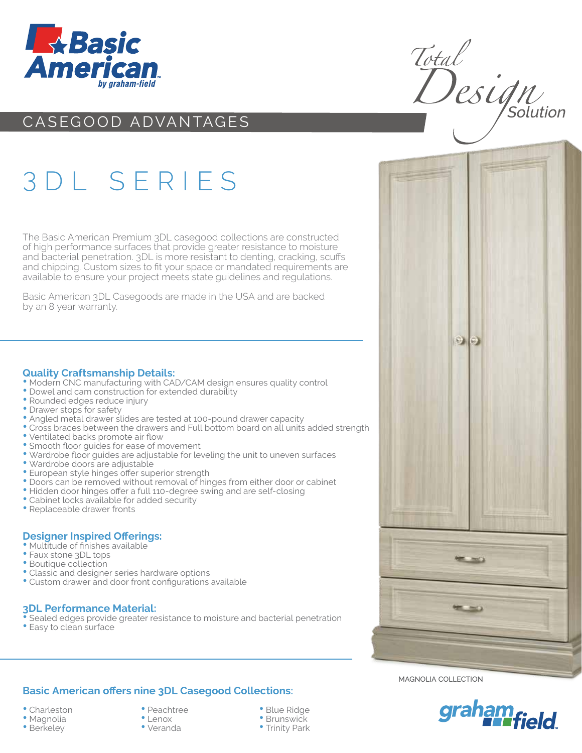Basic American by graham-field

Total Design Solution

## CASEGOOD ADVANTAGES

# 3DL SERIES

The Basic American Premium 3DL casegood collections are constructed of high performance surfaces that provide greater resistance to moisture and bacterial penetration. 3DL is more resistant to denting, cracking, scuffs and chipping. Custom sizes to fit your space or mandated requirements are available to ensure your project meets state guidelines and regulations.

Basic American 3DL Casegoods are made in the USA and are backed by an 8 year warranty.

### Quality Craftsmanship Details:

- Modern CNC manufacturing with CAD/CAM design ensures quality control
- Dowel and cam construction for extended durability
- Rounded edges reduce injury
- Drawer stops for safety
- Angled metal drawer slides are tested at 100-pound drawer capacity
- Cross braces between the drawers and Full bottom board on all units added strength
- Ventilated backs promote air flow
- Smooth floor guides for ease of movement
- Wardrobe floor guides are adjustable for leveling the unit to uneven surfaces
- Wardrobe doors are adjustable
- European style hinges offer superior strength
- Doors can be removed without removal of hinges from either door or cabinet
- Hidden door hinges offer a full 110-degree swing and are self-closing
- Cabinet locks available for added security
- Replaceable drawer fronts

### Designer Inspired Offerings:

- Multitude of finishes available
- Faux stone 3DL tops
- Boutique collection
- Classic and designer series hardware options
- Custom drawer and door front configurations available

### 3DL Performance Material:

- Sealed edges provide greater resistance to moisture and bacterial penetration
- Easy to clean surface

### Basic American offers nine 3DL Casegood Collections:

- Charleston
- Magnolia
- Berkeley
- Peachtree
- Lenox
- Veranda
- Blue Ridge
- Brunswick
- Trinity Park

MAGNOLIA COLLECTION

graham field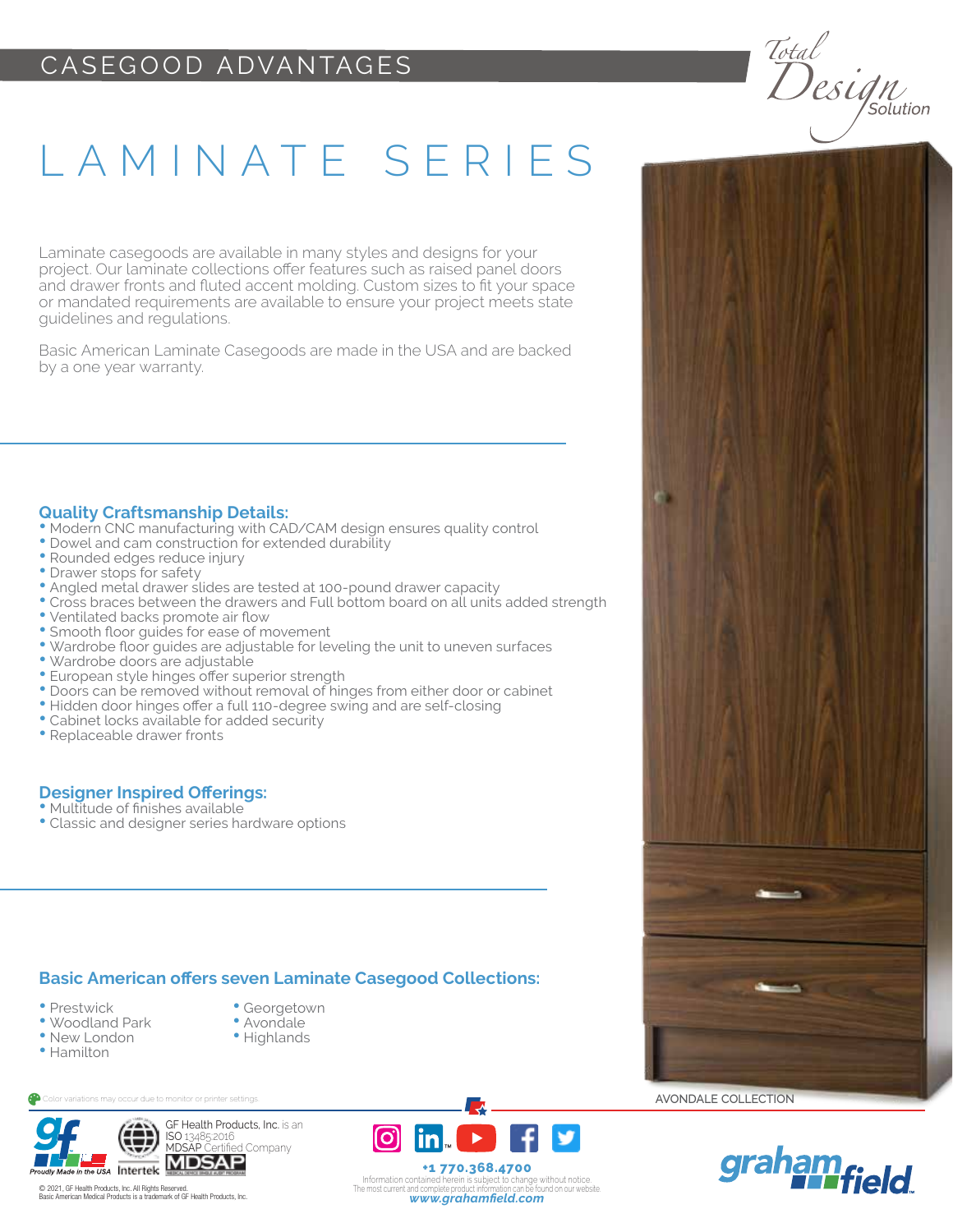CASEGOOD ADVANTAGES

Total Design Solution

# LAMINATE SERIES

Laminate casegoods are available in many styles and designs for your project. Our laminate collections offer features such as raised panel doors and drawer fronts and fluted accent molding. Custom sizes to fit your space or mandated requirements are available to ensure your project meets state guidelines and regulations.

Basic American Laminate Casegoods are made in the USA and are backed by a one year warranty.

## Quality Craftsmanship Details:

- Modern CNC manufacturing with CAD/CAM design ensures quality control
- Dowel and cam construction for extended durability
- Rounded edges reduce injury
- Drawer stops for safety
- Angled metal drawer slides are tested at 100-pound drawer capacity
- Cross braces between the drawers and Full bottom board on all units added strength
- Ventilated backs promote air flow
- Smooth floor guides for ease of movement
- Wardrobe floor guides are adjustable for leveling the unit to uneven surfaces
- Wardrobe doors are adjustable
- European style hinges offer superior strength
- Doors can be removed without removal of hinges from either door or cabinet
- Hidden door hinges offer a full 110-degree swing and are self-closing
- Cabinet locks available for added security
- Replaceable drawer fronts

## Designer Inspired Offerings:

- Multitude of finishes available
- Classic and designer series hardware options

## Basic American offers seven Laminate Casegood Collections:

- Prestwick
- Woodland Park
- New London
- Hamilton
- Georgetown
- Avondale
- Highlands

AVONDALE COLLECTION

Color variations may occur due to monitor or printer settings

Proudly Made in the USA

GF Health Products, Inc. is an ISO 13485:2016 MDSAP Certified Company

Intertek MDSAP

© 2021, GF Health Products, Inc. All Rights Reserved.
Basic American Medical Products is a trademark of GF Health Products, Inc.

+1 770.368.4700
Information contained herein is subject to change without notice.
The most current and complete product information can be found on our website.
www.grahamfield.com

graham field